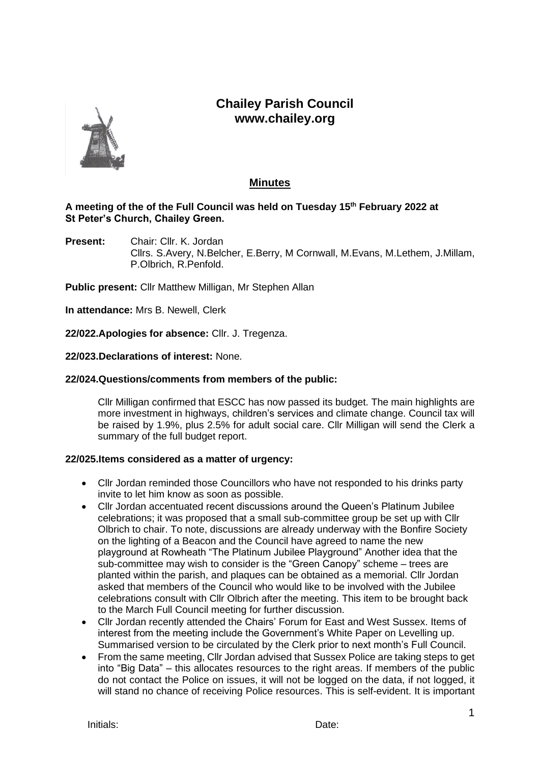# Chailey Parish Council
## www.chailey.org

## Minutes

**A meeting of the of the Full Council was held on Tuesday 15th February 2022 at St Peter's Church, Chailey Green.**

**Present:** Chair: Cllr. K. Jordan
Cllrs. S.Avery, N.Belcher, E.Berry, M Cornwall, M.Evans, M.Lethem, J.Millam, P.Olbrich, R.Penfold.

**Public present:** Cllr Matthew Milligan, Mr Stephen Allan

**In attendance:** Mrs B. Newell, Clerk

**22/022.Apologies for absence:** Cllr. J. Tregenza.

**22/023.Declarations of interest:** None.

**22/024.Questions/comments from members of the public:**

Cllr Milligan confirmed that ESCC has now passed its budget. The main highlights are more investment in highways, children's services and climate change. Council tax will be raised by 1.9%, plus 2.5% for adult social care. Cllr Milligan will send the Clerk a summary of the full budget report.

**22/025.Items considered as a matter of urgency:**

- Cllr Jordan reminded those Councillors who have not responded to his drinks party invite to let him know as soon as possible.
- Cllr Jordan accentuated recent discussions around the Queen's Platinum Jubilee celebrations; it was proposed that a small sub-committee group be set up with Cllr Olbrich to chair. To note, discussions are already underway with the Bonfire Society on the lighting of a Beacon and the Council have agreed to name the new playground at Rowheath "The Platinum Jubilee Playground" Another idea that the sub-committee may wish to consider is the "Green Canopy" scheme – trees are planted within the parish, and plaques can be obtained as a memorial. Cllr Jordan asked that members of the Council who would like to be involved with the Jubilee celebrations consult with Cllr Olbrich after the meeting. This item to be brought back to the March Full Council meeting for further discussion.
- Cllr Jordan recently attended the Chairs' Forum for East and West Sussex. Items of interest from the meeting include the Government's White Paper on Levelling up. Summarised version to be circulated by the Clerk prior to next month's Full Council.
- From the same meeting, Cllr Jordan advised that Sussex Police are taking steps to get into "Big Data" – this allocates resources to the right areas. If members of the public do not contact the Police on issues, it will not be logged on the data, if not logged, it will stand no chance of receiving Police resources. This is self-evident. It is important

Initials: Date: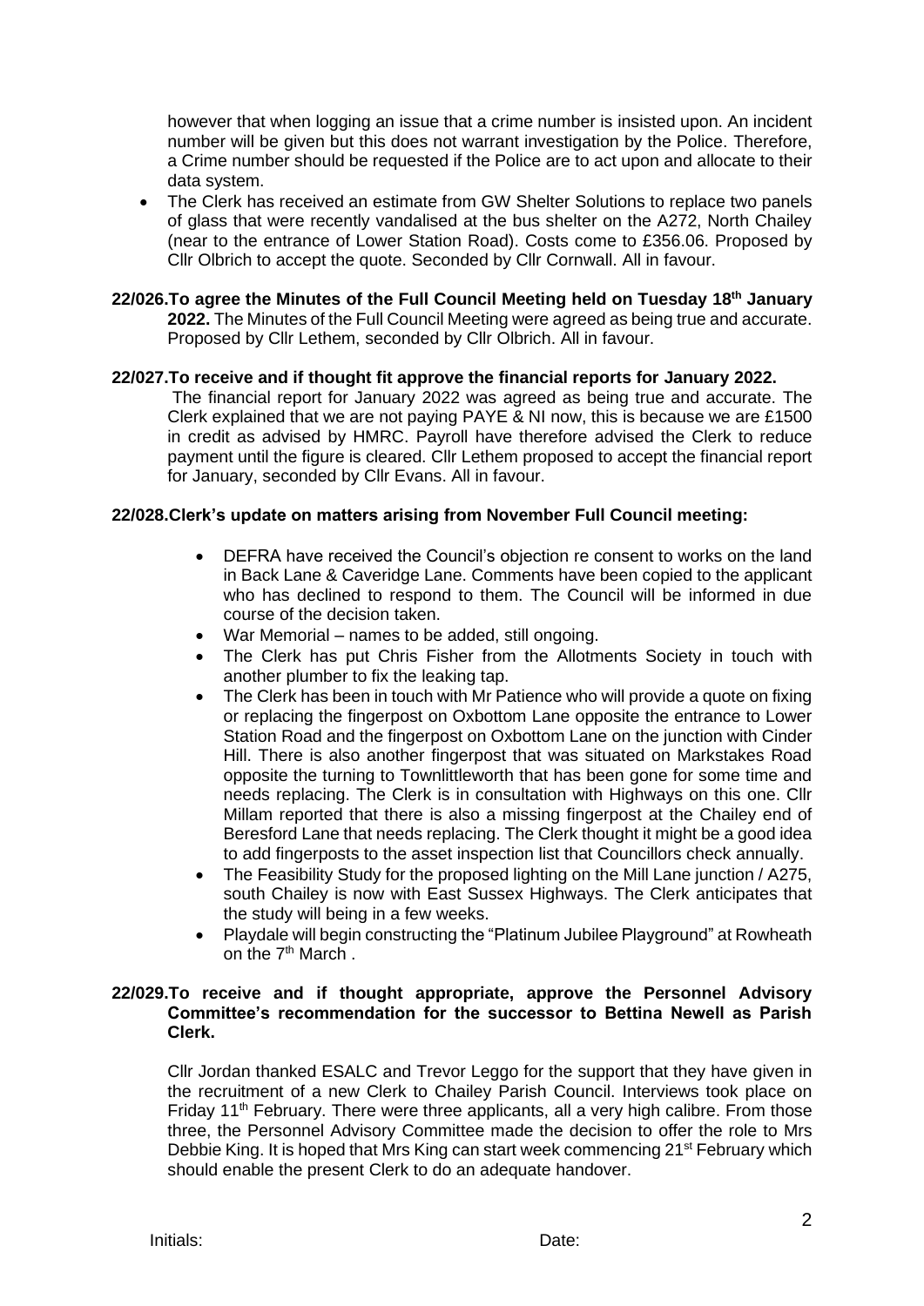however that when logging an issue that a crime number is insisted upon. An incident number will be given but this does not warrant investigation by the Police. Therefore, a Crime number should be requested if the Police are to act upon and allocate to their data system.

- The Clerk has received an estimate from GW Shelter Solutions to replace two panels of glass that were recently vandalised at the bus shelter on the A272, North Chailey (near to the entrance of Lower Station Road). Costs come to £356.06. Proposed by Cllr Olbrich to accept the quote. Seconded by Cllr Cornwall. All in favour.

**22/026.To agree the Minutes of the Full Council Meeting held on Tuesday 18th January 2022.** The Minutes of the Full Council Meeting were agreed as being true and accurate. Proposed by Cllr Lethem, seconded by Cllr Olbrich. All in favour.

**22/027.To receive and if thought fit approve the financial reports for January 2022.**

The financial report for January 2022 was agreed as being true and accurate. The Clerk explained that we are not paying PAYE & NI now, this is because we are £1500 in credit as advised by HMRC. Payroll have therefore advised the Clerk to reduce payment until the figure is cleared. Cllr Lethem proposed to accept the financial report for January, seconded by Cllr Evans. All in favour.

**22/028.Clerk's update on matters arising from November Full Council meeting:**

- DEFRA have received the Council's objection re consent to works on the land in Back Lane & Caveridge Lane. Comments have been copied to the applicant who has declined to respond to them. The Council will be informed in due course of the decision taken.
- War Memorial – names to be added, still ongoing.
- The Clerk has put Chris Fisher from the Allotments Society in touch with another plumber to fix the leaking tap.
- The Clerk has been in touch with Mr Patience who will provide a quote on fixing or replacing the fingerpost on Oxbottom Lane opposite the entrance to Lower Station Road and the fingerpost on Oxbottom Lane on the junction with Cinder Hill. There is also another fingerpost that was situated on Markstakes Road opposite the turning to Townlittleworth that has been gone for some time and needs replacing. The Clerk is in consultation with Highways on this one. Cllr Millam reported that there is also a missing fingerpost at the Chailey end of Beresford Lane that needs replacing. The Clerk thought it might be a good idea to add fingerposts to the asset inspection list that Councillors check annually.
- The Feasibility Study for the proposed lighting on the Mill Lane junction / A275, south Chailey is now with East Sussex Highways. The Clerk anticipates that the study will being in a few weeks.
- Playdale will begin constructing the "Platinum Jubilee Playground" at Rowheath on the 7th March .

**22/029.To receive and if thought appropriate, approve the Personnel Advisory Committee's recommendation for the successor to Bettina Newell as Parish Clerk.**

Cllr Jordan thanked ESALC and Trevor Leggo for the support that they have given in the recruitment of a new Clerk to Chailey Parish Council. Interviews took place on Friday 11th February. There were three applicants, all a very high calibre. From those three, the Personnel Advisory Committee made the decision to offer the role to Mrs Debbie King. It is hoped that Mrs King can start week commencing 21st February which should enable the present Clerk to do an adequate handover.

Initials: Date: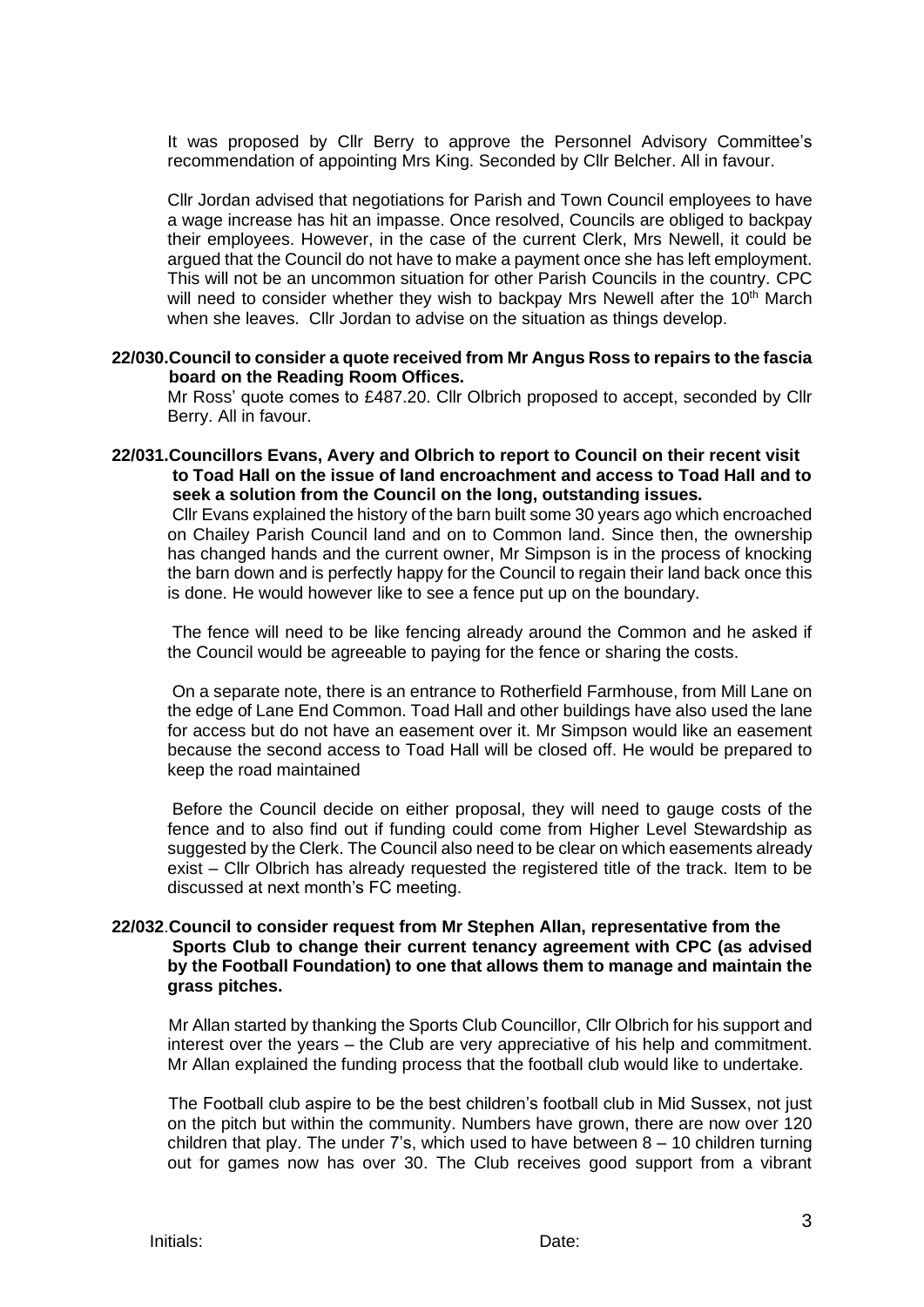It was proposed by Cllr Berry to approve the Personnel Advisory Committee's recommendation of appointing Mrs King. Seconded by Cllr Belcher. All in favour.

Cllr Jordan advised that negotiations for Parish and Town Council employees to have a wage increase has hit an impasse. Once resolved, Councils are obliged to backpay their employees. However, in the case of the current Clerk, Mrs Newell, it could be argued that the Council do not have to make a payment once she has left employment. This will not be an uncommon situation for other Parish Councils in the country. CPC will need to consider whether they wish to backpay Mrs Newell after the 10th March when she leaves. Cllr Jordan to advise on the situation as things develop.

**22/030. Council to consider a quote received from Mr Angus Ross to repairs to the fascia board on the Reading Room Offices.**

Mr Ross' quote comes to £487.20. Cllr Olbrich proposed to accept, seconded by Cllr Berry. All in favour.

**22/031. Councillors Evans, Avery and Olbrich to report to Council on their recent visit to Toad Hall on the issue of land encroachment and access to Toad Hall and to seek a solution from the Council on the long, outstanding issues.**

Cllr Evans explained the history of the barn built some 30 years ago which encroached on Chailey Parish Council land and on to Common land. Since then, the ownership has changed hands and the current owner, Mr Simpson is in the process of knocking the barn down and is perfectly happy for the Council to regain their land back once this is done. He would however like to see a fence put up on the boundary.

The fence will need to be like fencing already around the Common and he asked if the Council would be agreeable to paying for the fence or sharing the costs.

On a separate note, there is an entrance to Rotherfield Farmhouse, from Mill Lane on the edge of Lane End Common. Toad Hall and other buildings have also used the lane for access but do not have an easement over it. Mr Simpson would like an easement because the second access to Toad Hall will be closed off. He would be prepared to keep the road maintained

Before the Council decide on either proposal, they will need to gauge costs of the fence and to also find out if funding could come from Higher Level Stewardship as suggested by the Clerk. The Council also need to be clear on which easements already exist – Cllr Olbrich has already requested the registered title of the track. Item to be discussed at next month's FC meeting.

**22/032. Council to consider request from Mr Stephen Allan, representative from the Sports Club to change their current tenancy agreement with CPC (as advised by the Football Foundation) to one that allows them to manage and maintain the grass pitches.**

Mr Allan started by thanking the Sports Club Councillor, Cllr Olbrich for his support and interest over the years – the Club are very appreciative of his help and commitment. Mr Allan explained the funding process that the football club would like to undertake.

The Football club aspire to be the best children's football club in Mid Sussex, not just on the pitch but within the community. Numbers have grown, there are now over 120 children that play. The under 7's, which used to have between 8 – 10 children turning out for games now has over 30. The Club receives good support from a vibrant

Initials: Date: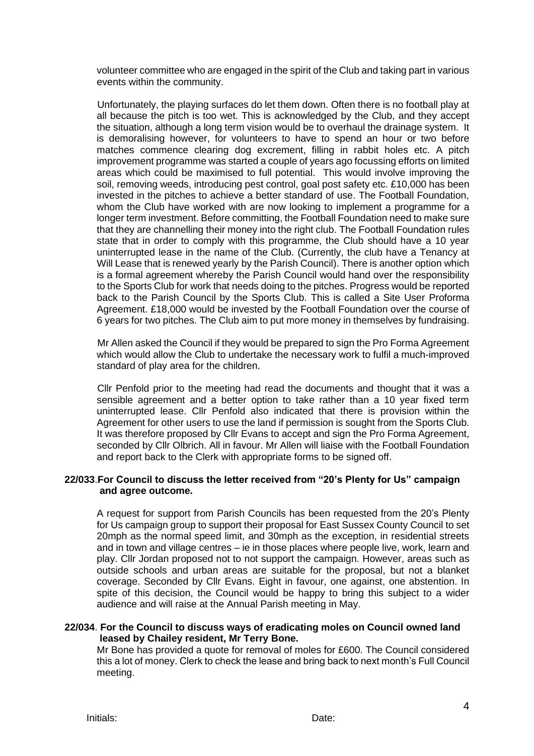volunteer committee who are engaged in the spirit of the Club and taking part in various events within the community.

Unfortunately, the playing surfaces do let them down. Often there is no football play at all because the pitch is too wet. This is acknowledged by the Club, and they accept the situation, although a long term vision would be to overhaul the drainage system. It is demoralising however, for volunteers to have to spend an hour or two before matches commence clearing dog excrement, filling in rabbit holes etc. A pitch improvement programme was started a couple of years ago focussing efforts on limited areas which could be maximised to full potential. This would involve improving the soil, removing weeds, introducing pest control, goal post safety etc. £10,000 has been invested in the pitches to achieve a better standard of use. The Football Foundation, whom the Club have worked with are now looking to implement a programme for a longer term investment. Before committing, the Football Foundation need to make sure that they are channelling their money into the right club. The Football Foundation rules state that in order to comply with this programme, the Club should have a 10 year uninterrupted lease in the name of the Club. (Currently, the club have a Tenancy at Will Lease that is renewed yearly by the Parish Council). There is another option which is a formal agreement whereby the Parish Council would hand over the responsibility to the Sports Club for work that needs doing to the pitches. Progress would be reported back to the Parish Council by the Sports Club. This is called a Site User Proforma Agreement. £18,000 would be invested by the Football Foundation over the course of 6 years for two pitches. The Club aim to put more money in themselves by fundraising.

Mr Allen asked the Council if they would be prepared to sign the Pro Forma Agreement which would allow the Club to undertake the necessary work to fulfil a much-improved standard of play area for the children.

Cllr Penfold prior to the meeting had read the documents and thought that it was a sensible agreement and a better option to take rather than a 10 year fixed term uninterrupted lease. Cllr Penfold also indicated that there is provision within the Agreement for other users to use the land if permission is sought from the Sports Club. It was therefore proposed by Cllr Evans to accept and sign the Pro Forma Agreement, seconded by Cllr Olbrich. All in favour. Mr Allen will liaise with the Football Foundation and report back to the Clerk with appropriate forms to be signed off.

**22/033. For Council to discuss the letter received from "20's Plenty for Us" campaign and agree outcome.**

A request for support from Parish Councils has been requested from the 20's Plenty for Us campaign group to support their proposal for East Sussex County Council to set 20mph as the normal speed limit, and 30mph as the exception, in residential streets and in town and village centres – ie in those places where people live, work, learn and play. Cllr Jordan proposed not to not support the campaign. However, areas such as outside schools and urban areas are suitable for the proposal, but not a blanket coverage. Seconded by Cllr Evans. Eight in favour, one against, one abstention. In spite of this decision, the Council would be happy to bring this subject to a wider audience and will raise at the Annual Parish meeting in May.

**22/034. For the Council to discuss ways of eradicating moles on Council owned land leased by Chailey resident, Mr Terry Bone.**

Mr Bone has provided a quote for removal of moles for £600. The Council considered this a lot of money. Clerk to check the lease and bring back to next month's Full Council meeting.

Initials: Date: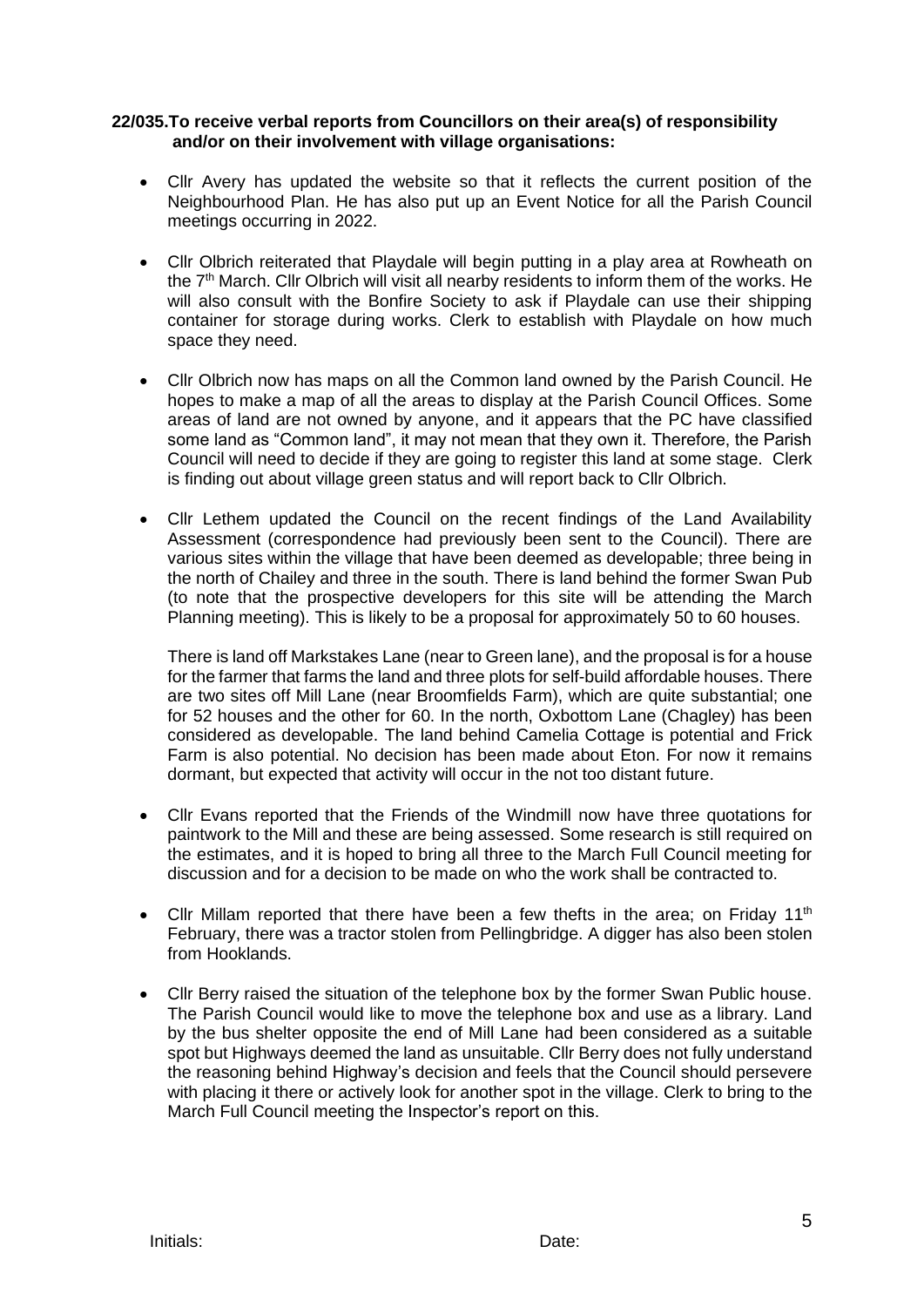**22/035. To receive verbal reports from Councillors on their area(s) of responsibility and/or on their involvement with village organisations:**

- Cllr Avery has updated the website so that it reflects the current position of the Neighbourhood Plan. He has also put up an Event Notice for all the Parish Council meetings occurring in 2022.
- Cllr Olbrich reiterated that Playdale will begin putting in a play area at Rowheath on the 7th March. Cllr Olbrich will visit all nearby residents to inform them of the works. He will also consult with the Bonfire Society to ask if Playdale can use their shipping container for storage during works. Clerk to establish with Playdale on how much space they need.
- Cllr Olbrich now has maps on all the Common land owned by the Parish Council. He hopes to make a map of all the areas to display at the Parish Council Offices. Some areas of land are not owned by anyone, and it appears that the PC have classified some land as "Common land", it may not mean that they own it. Therefore, the Parish Council will need to decide if they are going to register this land at some stage. Clerk is finding out about village green status and will report back to Cllr Olbrich.
- Cllr Lethem updated the Council on the recent findings of the Land Availability Assessment (correspondence had previously been sent to the Council). There are various sites within the village that have been deemed as developable; three being in the north of Chailey and three in the south. There is land behind the former Swan Pub (to note that the prospective developers for this site will be attending the March Planning meeting). This is likely to be a proposal for approximately 50 to 60 houses.

  There is land off Markstakes Lane (near to Green lane), and the proposal is for a house for the farmer that farms the land and three plots for self-build affordable houses. There are two sites off Mill Lane (near Broomfields Farm), which are quite substantial; one for 52 houses and the other for 60. In the north, Oxbottom Lane (Chagley) has been considered as developable. The land behind Camelia Cottage is potential and Frick Farm is also potential. No decision has been made about Eton. For now it remains dormant, but expected that activity will occur in the not too distant future.
- Cllr Evans reported that the Friends of the Windmill now have three quotations for paintwork to the Mill and these are being assessed. Some research is still required on the estimates, and it is hoped to bring all three to the March Full Council meeting for discussion and for a decision to be made on who the work shall be contracted to.
- Cllr Millam reported that there have been a few thefts in the area; on Friday 11th February, there was a tractor stolen from Pellingbridge. A digger has also been stolen from Hooklands.
- Cllr Berry raised the situation of the telephone box by the former Swan Public house. The Parish Council would like to move the telephone box and use as a library. Land by the bus shelter opposite the end of Mill Lane had been considered as a suitable spot but Highways deemed the land as unsuitable. Cllr Berry does not fully understand the reasoning behind Highway's decision and feels that the Council should persevere with placing it there or actively look for another spot in the village. Clerk to bring to the March Full Council meeting the Inspector's report on this.

Initials: Date: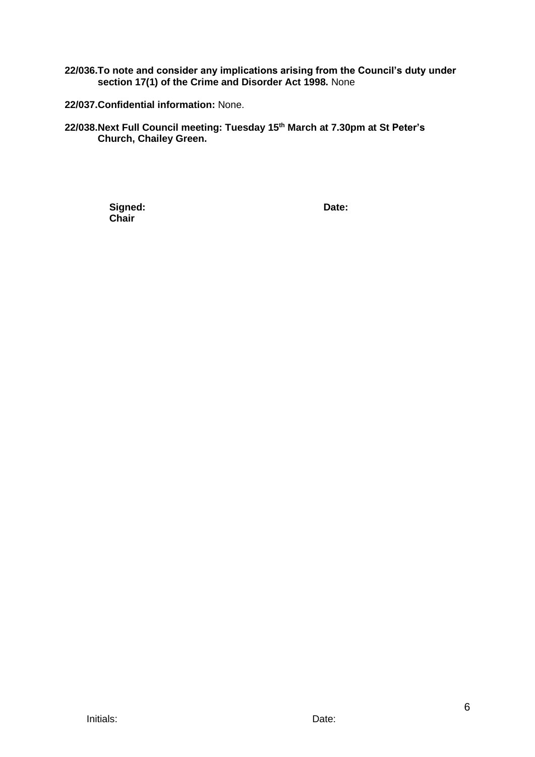**22/036.To note and consider any implications arising from the Council's duty under section 17(1) of the Crime and Disorder Act 1998.** None

**22/037.Confidential information:** None.

**22/038.Next Full Council meeting: Tuesday 15th March at 7.30pm at St Peter's Church, Chailey Green.**

**Signed:** **Date:**
**Chair**

Initials: Date: